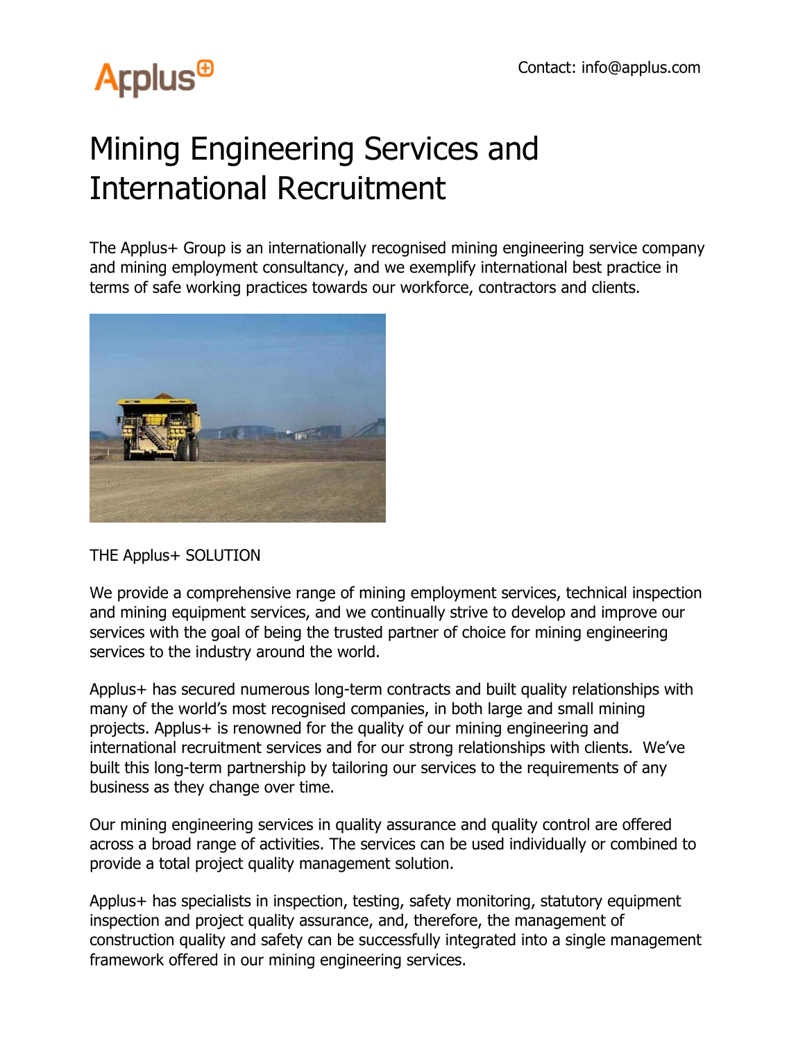Applus+

Contact: info@applus.com

# Mining Engineering Services and International Recruitment

The Applus+ Group is an internationally recognised mining engineering service company and mining employment consultancy, and we exemplify international best practice in terms of safe working practices towards our workforce, contractors and clients.

THE Applus+ SOLUTION

We provide a comprehensive range of mining employment services, technical inspection and mining equipment services, and we continually strive to develop and improve our services with the goal of being the trusted partner of choice for mining engineering services to the industry around the world.

Applus+ has secured numerous long-term contracts and built quality relationships with many of the world's most recognised companies, in both large and small mining projects. Applus+ is renowned for the quality of our mining engineering and international recruitment services and for our strong relationships with clients. We've built this long-term partnership by tailoring our services to the requirements of any business as they change over time.

Our mining engineering services in quality assurance and quality control are offered across a broad range of activities. The services can be used individually or combined to provide a total project quality management solution.

Applus+ has specialists in inspection, testing, safety monitoring, statutory equipment inspection and project quality assurance, and, therefore, the management of construction quality and safety can be successfully integrated into a single management framework offered in our mining engineering services.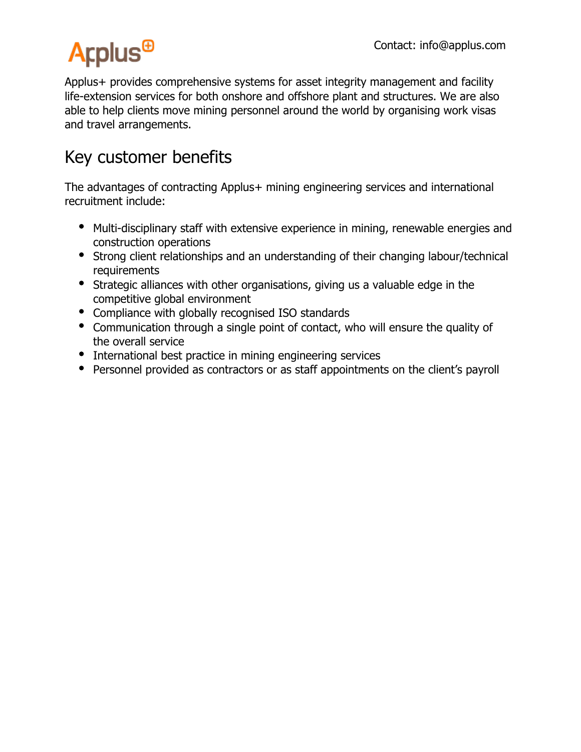Contact: info@applus.com

Applus+ provides comprehensive systems for asset integrity management and facility life-extension services for both onshore and offshore plant and structures. We are also able to help clients move mining personnel around the world by organising work visas and travel arrangements.

## Key customer benefits

The advantages of contracting Applus+ mining engineering services and international recruitment include:

- Multi-disciplinary staff with extensive experience in mining, renewable energies and construction operations
- Strong client relationships and an understanding of their changing labour/technical requirements
- Strategic alliances with other organisations, giving us a valuable edge in the competitive global environment
- Compliance with globally recognised ISO standards
- Communication through a single point of contact, who will ensure the quality of the overall service
- International best practice in mining engineering services
- Personnel provided as contractors or as staff appointments on the client's payroll